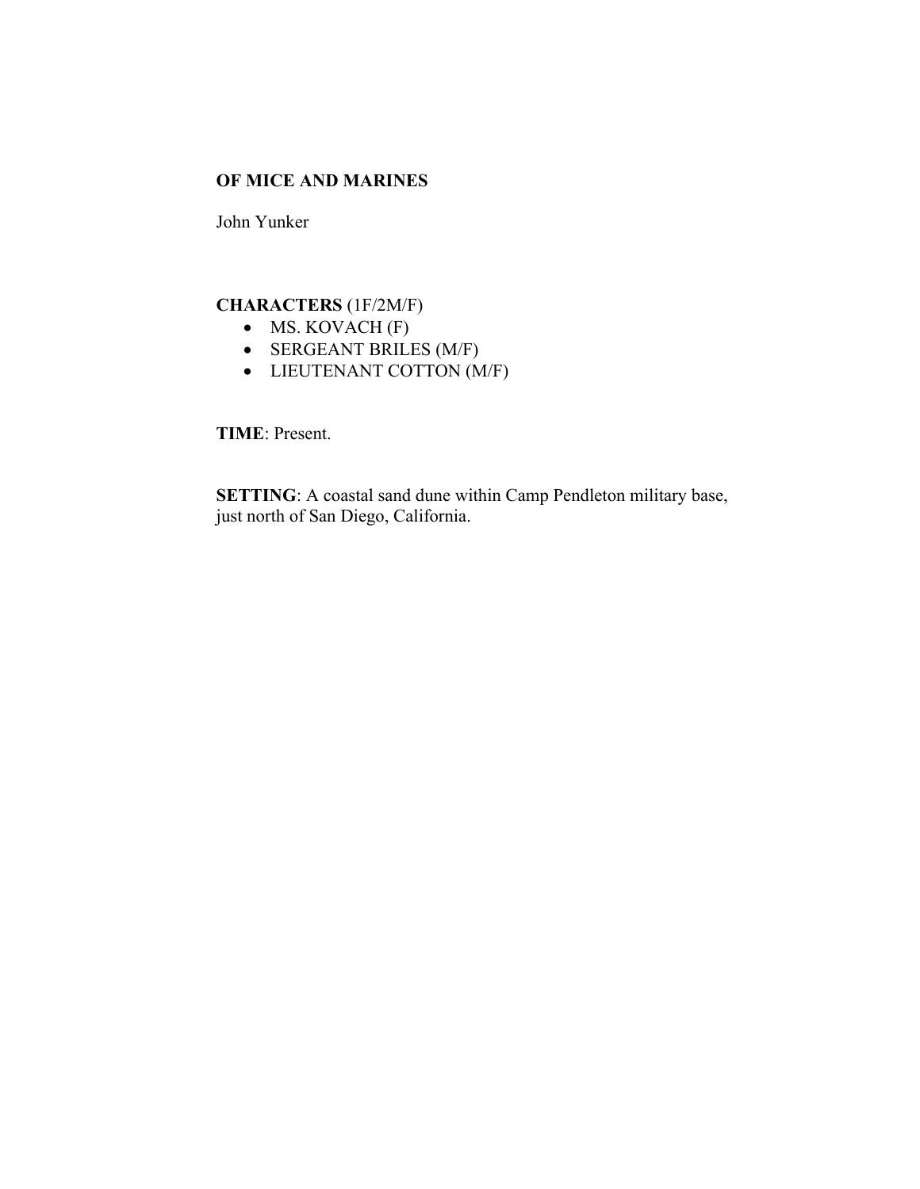**OF MICE AND MARINES**

John Yunker

**CHARACTERS** (1F/2M/F)

- MS. KOVACH (F)
- SERGEANT BRILES (M/F)
- LIEUTENANT COTTON (M/F)

**TIME**: Present.

**SETTING**: A coastal sand dune within Camp Pendleton military base, just north of San Diego, California.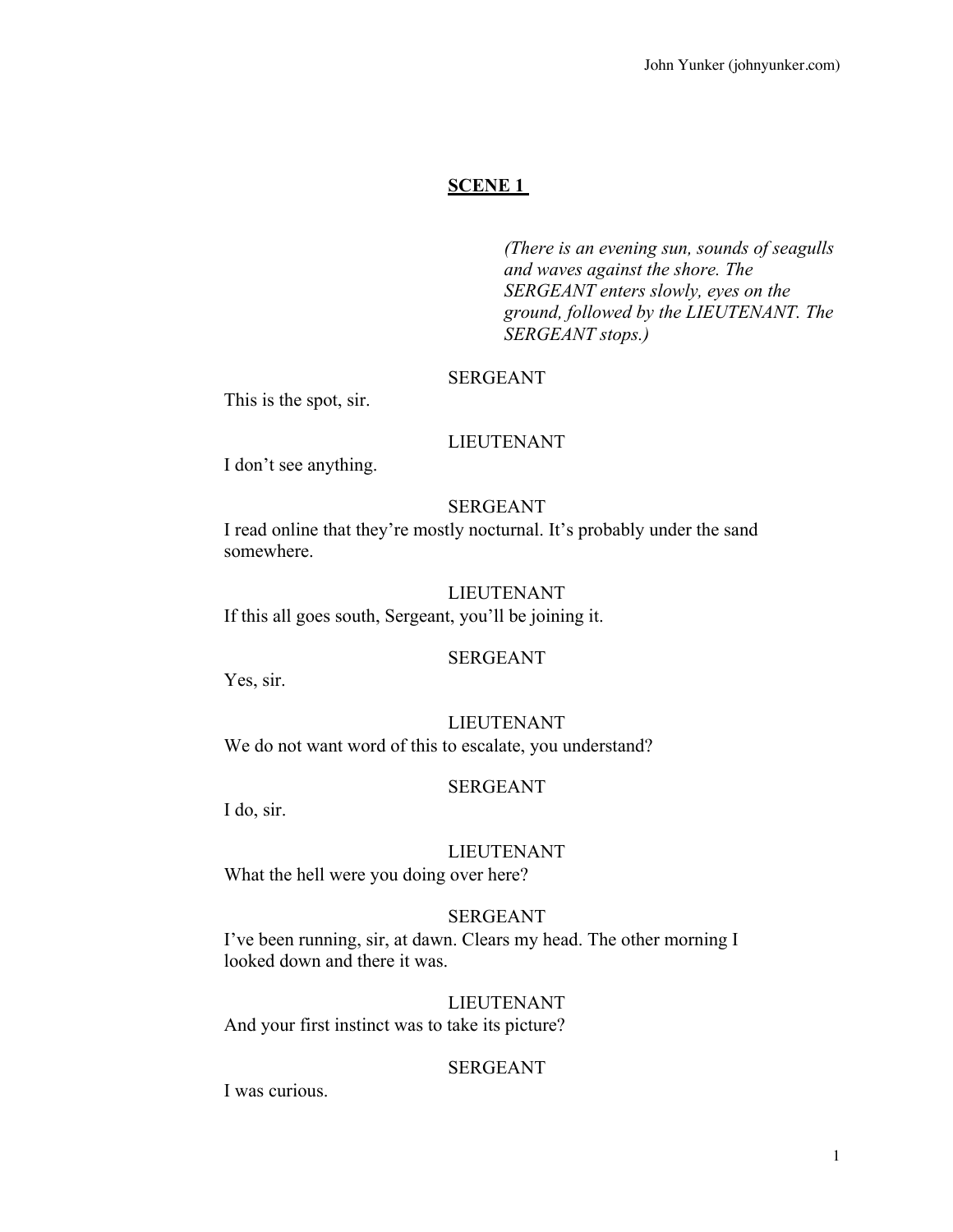## SCENE 1

*(There is an evening sun, sounds of seagulls and waves against the shore. The SERGEANT enters slowly, eyes on the ground, followed by the LIEUTENANT. The SERGEANT stops.)*

SERGEANT

This is the spot, sir.

LIEUTENANT

I don't see anything.

SERGEANT

I read online that they're mostly nocturnal. It's probably under the sand somewhere.

LIEUTENANT

If this all goes south, Sergeant, you'll be joining it.

SERGEANT

Yes, sir.

LIEUTENANT

We do not want word of this to escalate, you understand?

SERGEANT

I do, sir.

LIEUTENANT

What the hell were you doing over here?

SERGEANT

I've been running, sir, at dawn. Clears my head. The other morning I looked down and there it was.

LIEUTENANT

And your first instinct was to take its picture?

SERGEANT

I was curious.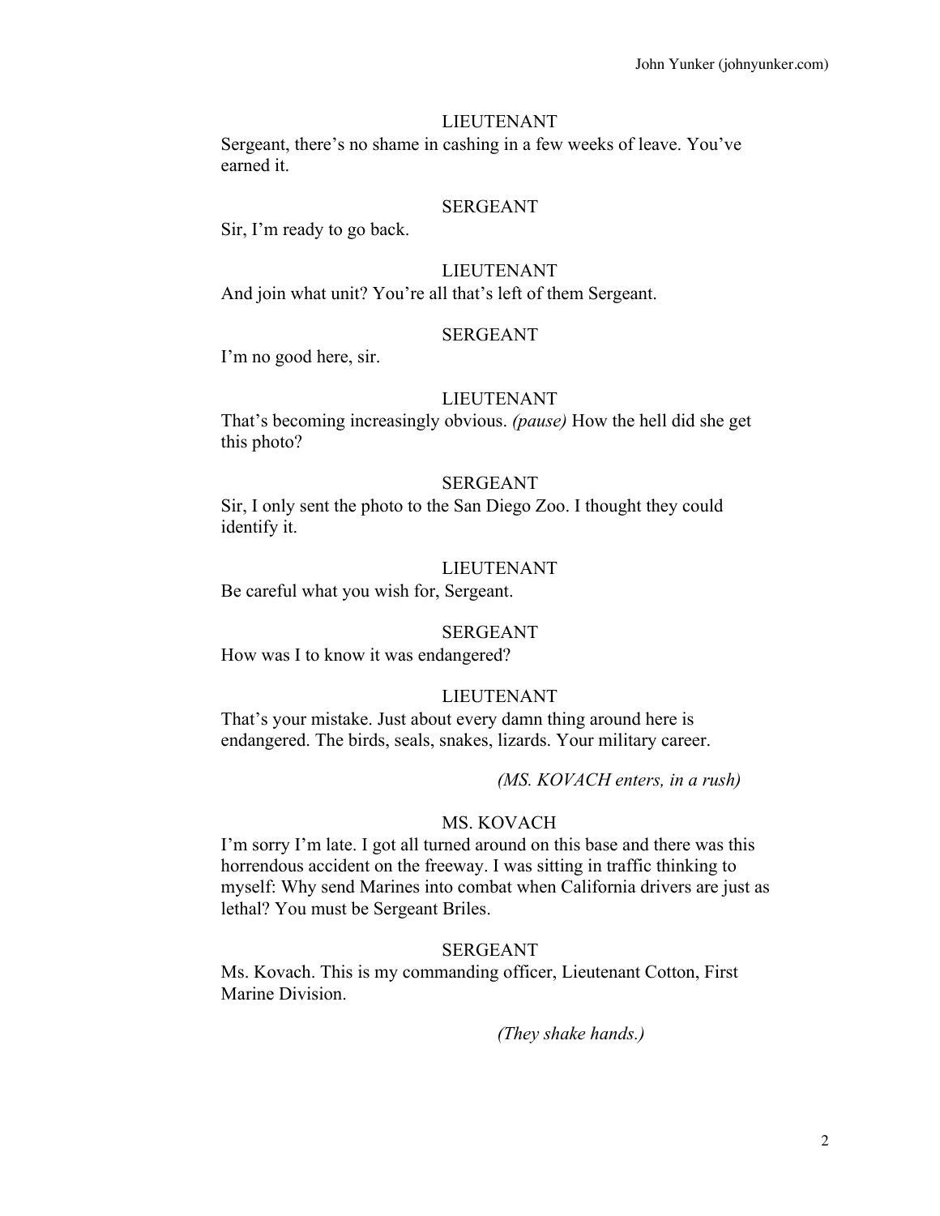LIEUTENANT

Sergeant, there's no shame in cashing in a few weeks of leave. You've earned it.

SERGEANT

Sir, I'm ready to go back.

LIEUTENANT

And join what unit? You're all that's left of them Sergeant.

SERGEANT

I'm no good here, sir.

LIEUTENANT

That's becoming increasingly obvious. *(pause)* How the hell did she get this photo?

SERGEANT

Sir, I only sent the photo to the San Diego Zoo. I thought they could identify it.

LIEUTENANT

Be careful what you wish for, Sergeant.

SERGEANT

How was I to know it was endangered?

LIEUTENANT

That's your mistake. Just about every damn thing around here is endangered. The birds, seals, snakes, lizards. Your military career.

*(MS. KOVACH enters, in a rush)*

MS. KOVACH

I'm sorry I'm late. I got all turned around on this base and there was this horrendous accident on the freeway. I was sitting in traffic thinking to myself: Why send Marines into combat when California drivers are just as lethal? You must be Sergeant Briles.

SERGEANT

Ms. Kovach. This is my commanding officer, Lieutenant Cotton, First Marine Division.

*(They shake hands.)*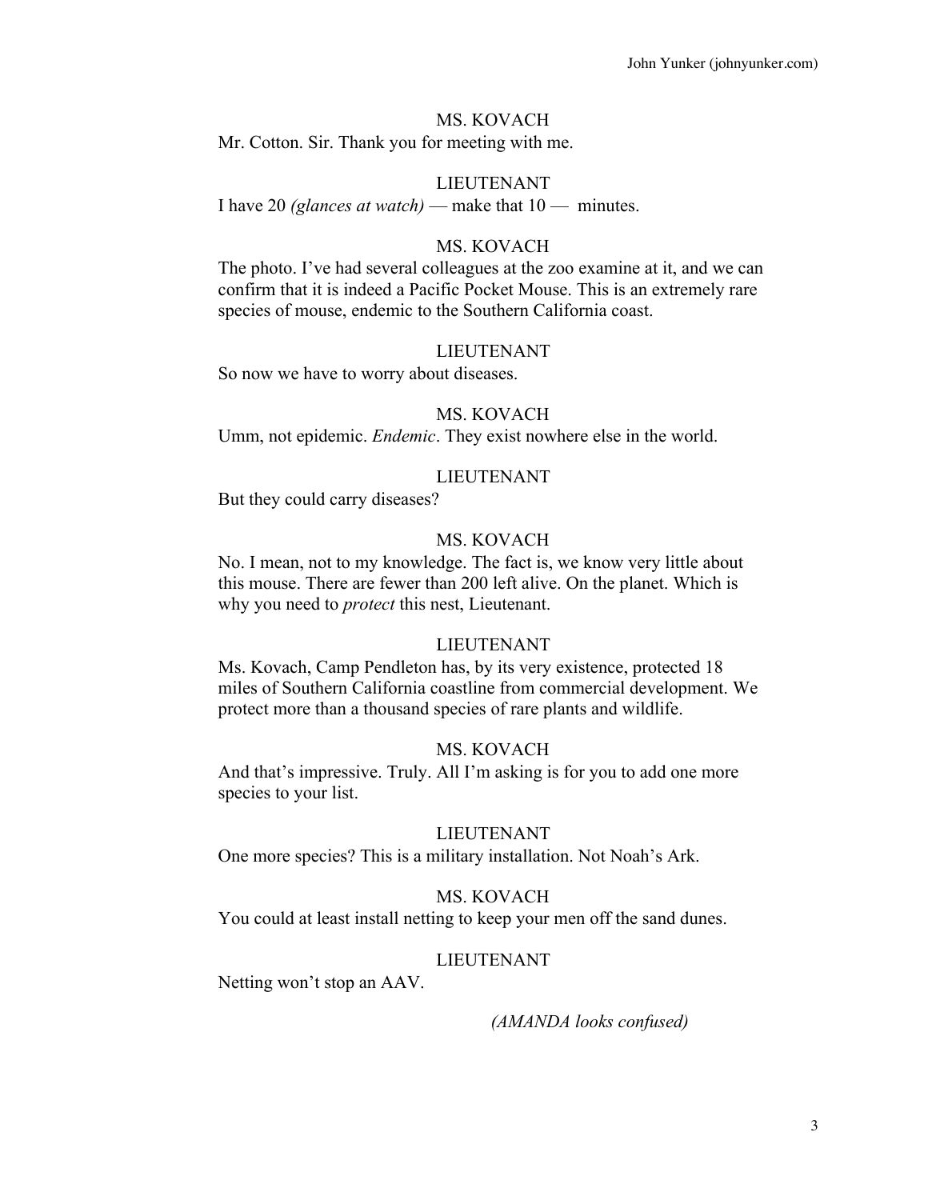MS. KOVACH

Mr. Cotton. Sir. Thank you for meeting with me.

LIEUTENANT

I have 20 *(glances at watch)* — make that 10 — minutes.

MS. KOVACH

The photo. I've had several colleagues at the zoo examine at it, and we can confirm that it is indeed a Pacific Pocket Mouse. This is an extremely rare species of mouse, endemic to the Southern California coast.

LIEUTENANT

So now we have to worry about diseases.

MS. KOVACH

Umm, not epidemic. *Endemic*. They exist nowhere else in the world.

LIEUTENANT

But they could carry diseases?

MS. KOVACH

No. I mean, not to my knowledge. The fact is, we know very little about this mouse. There are fewer than 200 left alive. On the planet. Which is why you need to *protect* this nest, Lieutenant.

LIEUTENANT

Ms. Kovach, Camp Pendleton has, by its very existence, protected 18 miles of Southern California coastline from commercial development. We protect more than a thousand species of rare plants and wildlife.

MS. KOVACH

And that's impressive. Truly. All I'm asking is for you to add one more species to your list.

LIEUTENANT

One more species? This is a military installation. Not Noah's Ark.

MS. KOVACH

You could at least install netting to keep your men off the sand dunes.

LIEUTENANT

Netting won't stop an AAV.

*(AMANDA looks confused)*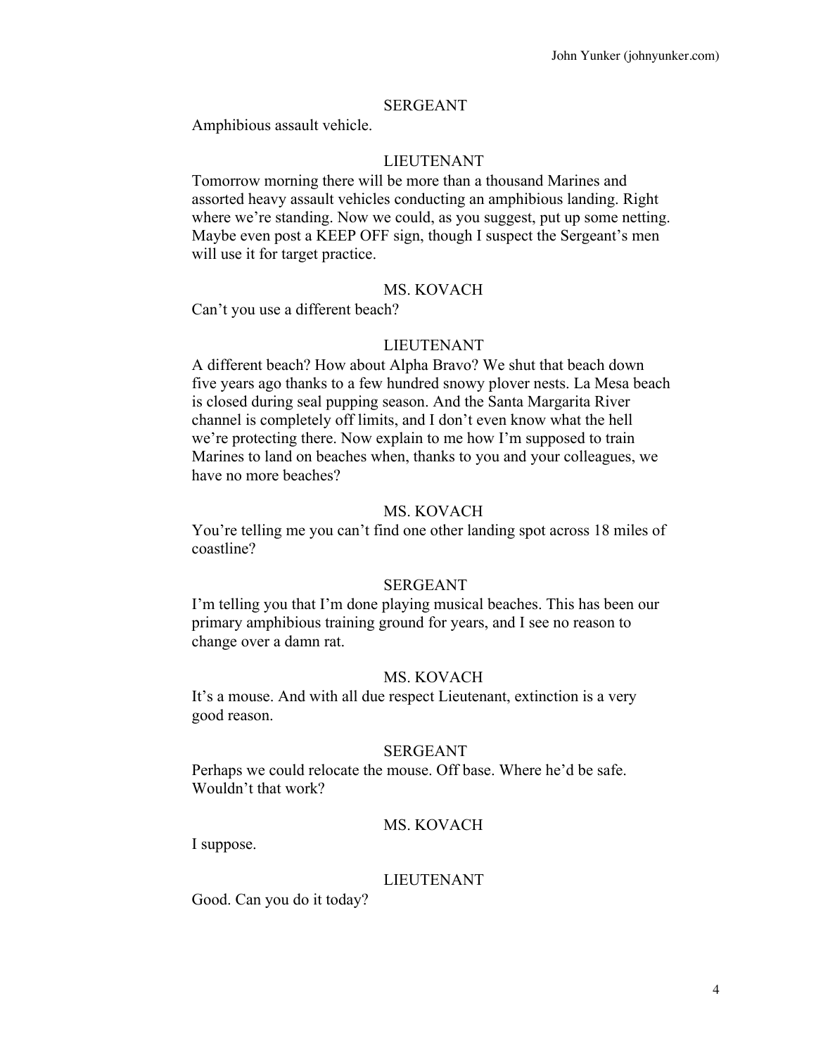SERGEANT

Amphibious assault vehicle.

LIEUTENANT

Tomorrow morning there will be more than a thousand Marines and assorted heavy assault vehicles conducting an amphibious landing. Right where we're standing. Now we could, as you suggest, put up some netting. Maybe even post a KEEP OFF sign, though I suspect the Sergeant's men will use it for target practice.

MS. KOVACH

Can't you use a different beach?

LIEUTENANT

A different beach? How about Alpha Bravo? We shut that beach down five years ago thanks to a few hundred snowy plover nests. La Mesa beach is closed during seal pupping season. And the Santa Margarita River channel is completely off limits, and I don't even know what the hell we're protecting there. Now explain to me how I'm supposed to train Marines to land on beaches when, thanks to you and your colleagues, we have no more beaches?

MS. KOVACH

You're telling me you can't find one other landing spot across 18 miles of coastline?

SERGEANT

I'm telling you that I'm done playing musical beaches. This has been our primary amphibious training ground for years, and I see no reason to change over a damn rat.

MS. KOVACH

It's a mouse. And with all due respect Lieutenant, extinction is a very good reason.

SERGEANT

Perhaps we could relocate the mouse. Off base. Where he'd be safe. Wouldn't that work?

MS. KOVACH

I suppose.

LIEUTENANT

Good. Can you do it today?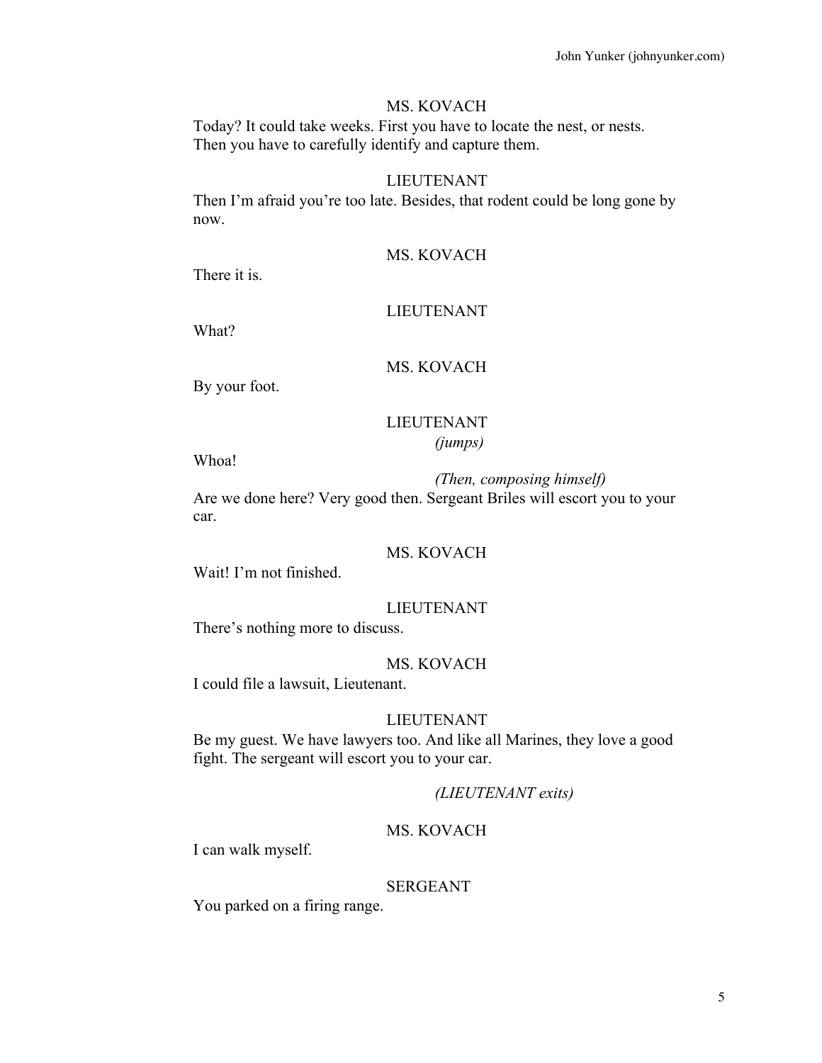MS. KOVACH

Today? It could take weeks. First you have to locate the nest, or nests. Then you have to carefully identify and capture them.

LIEUTENANT

Then I'm afraid you're too late. Besides, that rodent could be long gone by now.

MS. KOVACH

There it is.

LIEUTENANT

What?

MS. KOVACH

By your foot.

LIEUTENANT

*(jumps)*

Whoa!

*(Then, composing himself)*

Are we done here? Very good then. Sergeant Briles will escort you to your car.

MS. KOVACH

Wait! I'm not finished.

LIEUTENANT

There's nothing more to discuss.

MS. KOVACH

I could file a lawsuit, Lieutenant.

LIEUTENANT

Be my guest. We have lawyers too. And like all Marines, they love a good fight. The sergeant will escort you to your car.

*(LIEUTENANT exits)*

MS. KOVACH

I can walk myself.

SERGEANT

You parked on a firing range.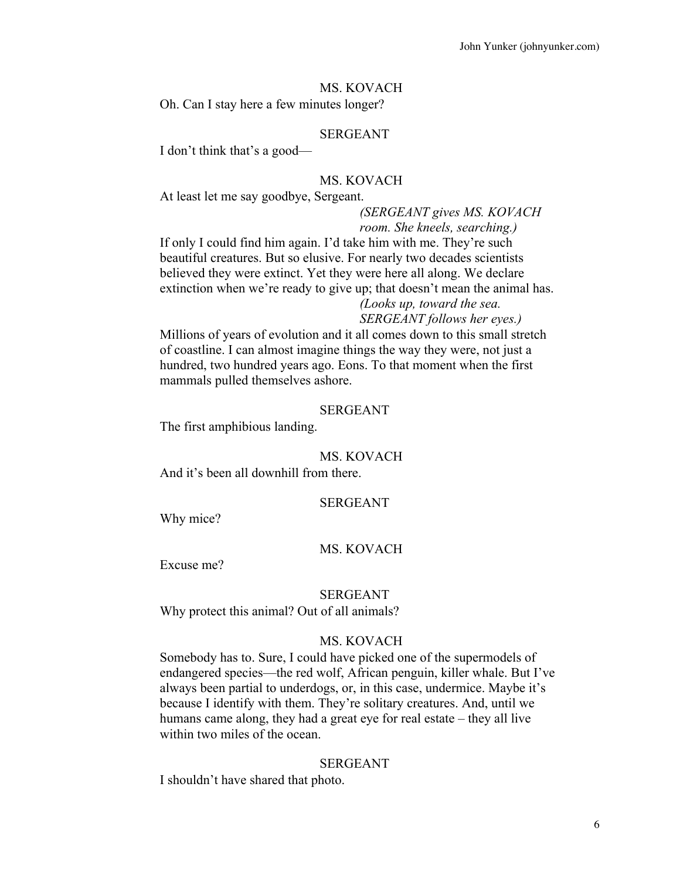MS. KOVACH

Oh. Can I stay here a few minutes longer?

SERGEANT

I don't think that's a good—

MS. KOVACH

At least let me say goodbye, Sergeant.

*(SERGEANT gives MS. KOVACH room. She kneels, searching.)*

If only I could find him again. I'd take him with me. They're such beautiful creatures. But so elusive. For nearly two decades scientists believed they were extinct. Yet they were here all along. We declare extinction when we're ready to give up; that doesn't mean the animal has.

*(Looks up, toward the sea. SERGEANT follows her eyes.)*

Millions of years of evolution and it all comes down to this small stretch of coastline. I can almost imagine things the way they were, not just a hundred, two hundred years ago. Eons. To that moment when the first mammals pulled themselves ashore.

SERGEANT

The first amphibious landing.

MS. KOVACH

And it's been all downhill from there.

SERGEANT

Why mice?

MS. KOVACH

Excuse me?

SERGEANT

Why protect this animal? Out of all animals?

MS. KOVACH

Somebody has to. Sure, I could have picked one of the supermodels of endangered species—the red wolf, African penguin, killer whale. But I've always been partial to underdogs, or, in this case, undermice. Maybe it's because I identify with them. They're solitary creatures. And, until we humans came along, they had a great eye for real estate – they all live within two miles of the ocean.

SERGEANT

I shouldn't have shared that photo.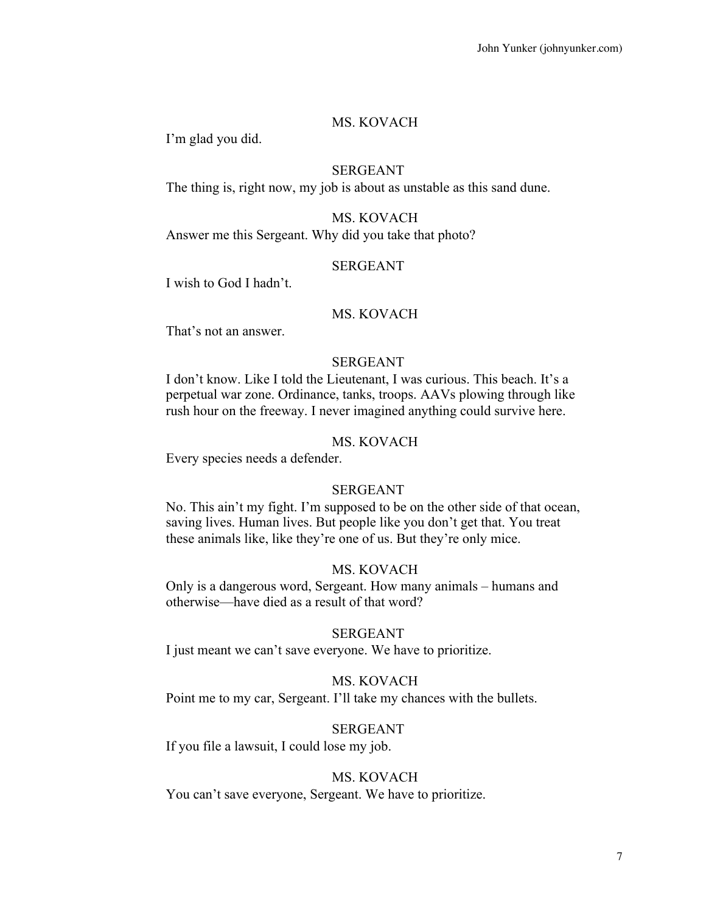MS. KOVACH

I'm glad you did.

SERGEANT

The thing is, right now, my job is about as unstable as this sand dune.

MS. KOVACH

Answer me this Sergeant. Why did you take that photo?

SERGEANT

I wish to God I hadn't.

MS. KOVACH

That's not an answer.

SERGEANT

I don't know. Like I told the Lieutenant, I was curious. This beach. It's a perpetual war zone. Ordinance, tanks, troops. AAVs plowing through like rush hour on the freeway. I never imagined anything could survive here.

MS. KOVACH

Every species needs a defender.

SERGEANT

No. This ain't my fight. I'm supposed to be on the other side of that ocean, saving lives. Human lives. But people like you don't get that. You treat these animals like, like they're one of us. But they're only mice.

MS. KOVACH

Only is a dangerous word, Sergeant. How many animals – humans and otherwise—have died as a result of that word?

SERGEANT

I just meant we can't save everyone. We have to prioritize.

MS. KOVACH

Point me to my car, Sergeant. I'll take my chances with the bullets.

SERGEANT

If you file a lawsuit, I could lose my job.

MS. KOVACH

You can't save everyone, Sergeant. We have to prioritize.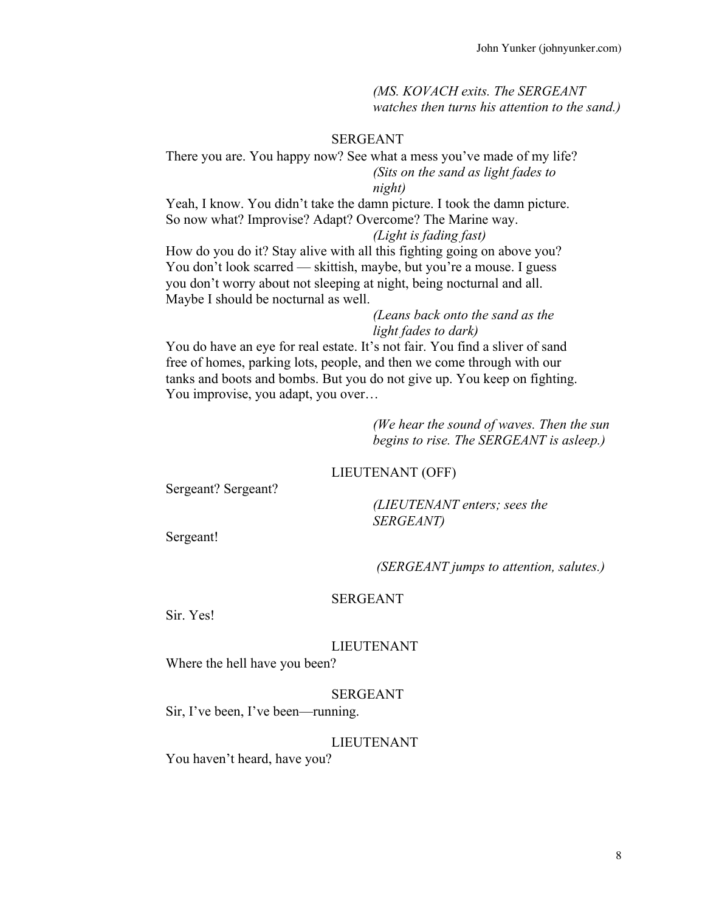*(MS. KOVACH exits. The SERGEANT watches then turns his attention to the sand.)*

SERGEANT

There you are. You happy now? See what a mess you've made of my life?

*(Sits on the sand as light fades to night)*

Yeah, I know. You didn't take the damn picture. I took the damn picture. So now what? Improvise? Adapt? Overcome? The Marine way.

*(Light is fading fast)*

How do you do it? Stay alive with all this fighting going on above you? You don't look scarred — skittish, maybe, but you're a mouse. I guess you don't worry about not sleeping at night, being nocturnal and all. Maybe I should be nocturnal as well.

*(Leans back onto the sand as the light fades to dark)*

You do have an eye for real estate. It's not fair. You find a sliver of sand free of homes, parking lots, people, and then we come through with our tanks and boots and bombs. But you do not give up. You keep on fighting. You improvise, you adapt, you over…

*(We hear the sound of waves. Then the sun begins to rise. The SERGEANT is asleep.)*

LIEUTENANT (OFF)

Sergeant? Sergeant?

*(LIEUTENANT enters; sees the SERGEANT)*

Sergeant!

*(SERGEANT jumps to attention, salutes.)*

SERGEANT

Sir. Yes!

LIEUTENANT

Where the hell have you been?

SERGEANT

Sir, I've been, I've been—running.

LIEUTENANT

You haven't heard, have you?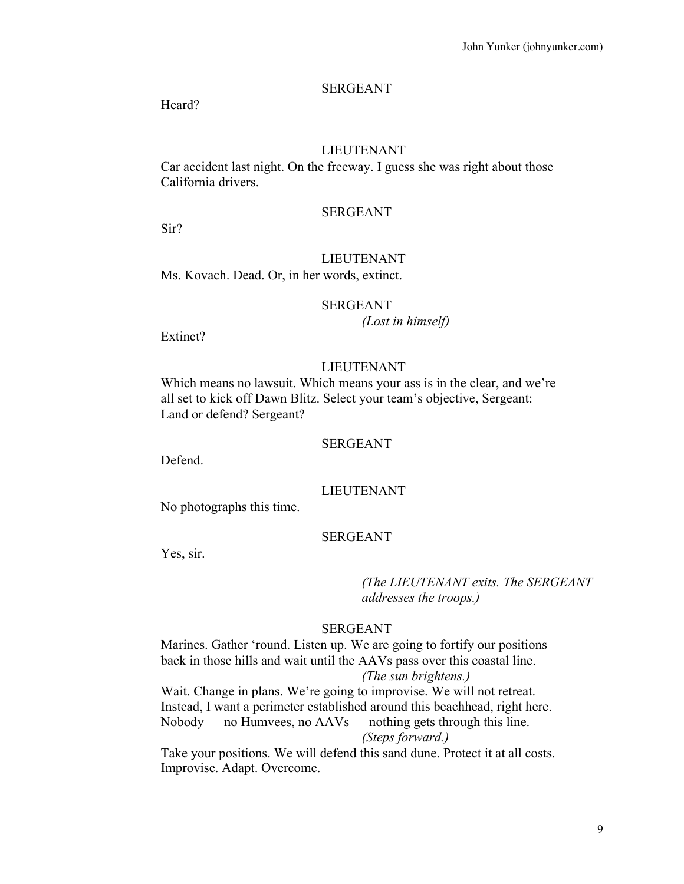SERGEANT

Heard?

LIEUTENANT

Car accident last night. On the freeway. I guess she was right about those California drivers.

SERGEANT

Sir?

LIEUTENANT

Ms. Kovach. Dead. Or, in her words, extinct.

SERGEANT

*(Lost in himself)*

Extinct?

LIEUTENANT

Which means no lawsuit. Which means your ass is in the clear, and we're all set to kick off Dawn Blitz. Select your team's objective, Sergeant: Land or defend? Sergeant?

SERGEANT

Defend.

LIEUTENANT

No photographs this time.

SERGEANT

Yes, sir.

*(The LIEUTENANT exits. The SERGEANT addresses the troops.)*

SERGEANT

Marines. Gather 'round. Listen up. We are going to fortify our positions back in those hills and wait until the AAVs pass over this coastal line.

*(The sun brightens.)*

Wait. Change in plans. We're going to improvise. We will not retreat. Instead, I want a perimeter established around this beachhead, right here. Nobody — no Humvees, no AAVs — nothing gets through this line.

*(Steps forward.)*

Take your positions. We will defend this sand dune. Protect it at all costs. Improvise. Adapt. Overcome.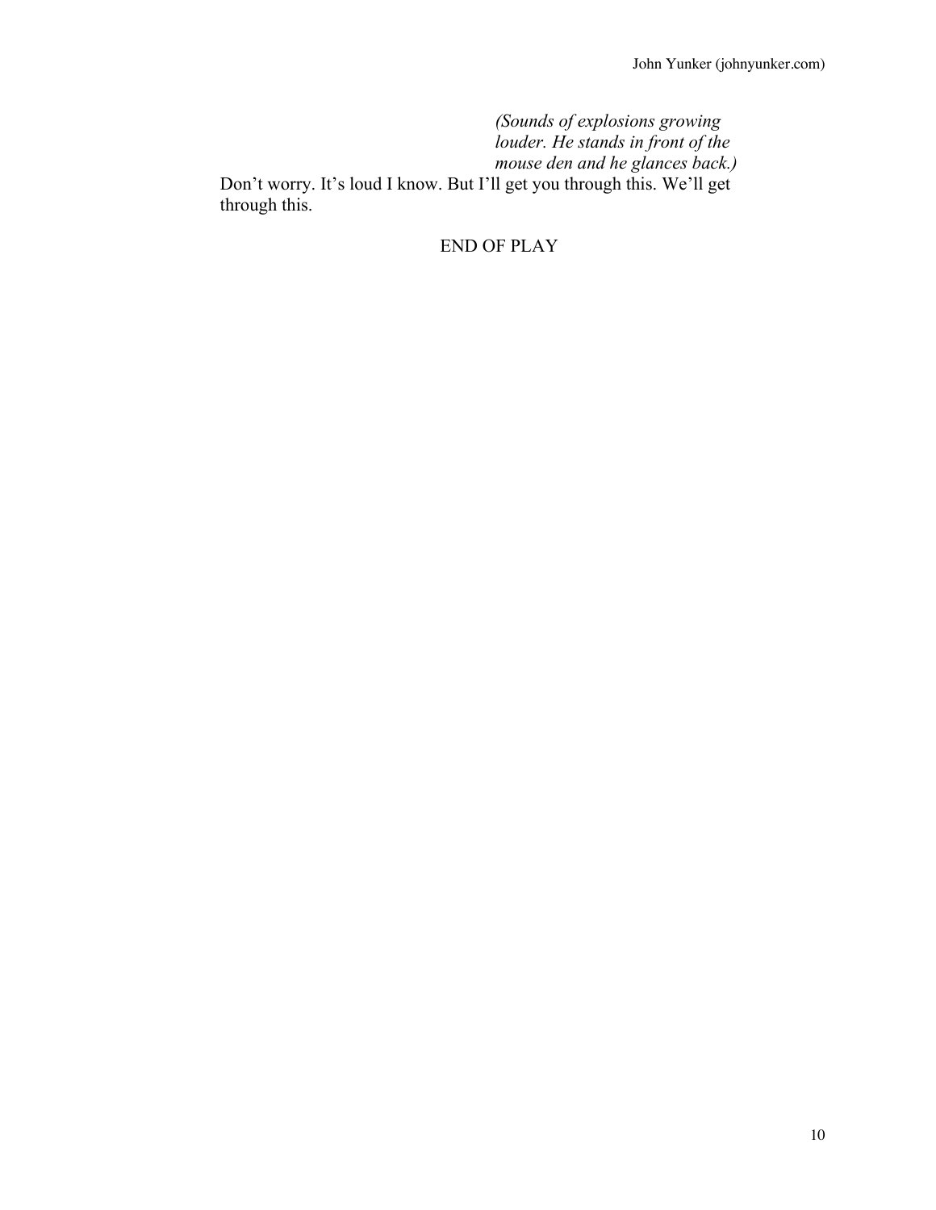*(Sounds of explosions growing louder. He stands in front of the mouse den and he glances back.)*

Don't worry. It's loud I know. But I'll get you through this. We'll get through this.

END OF PLAY